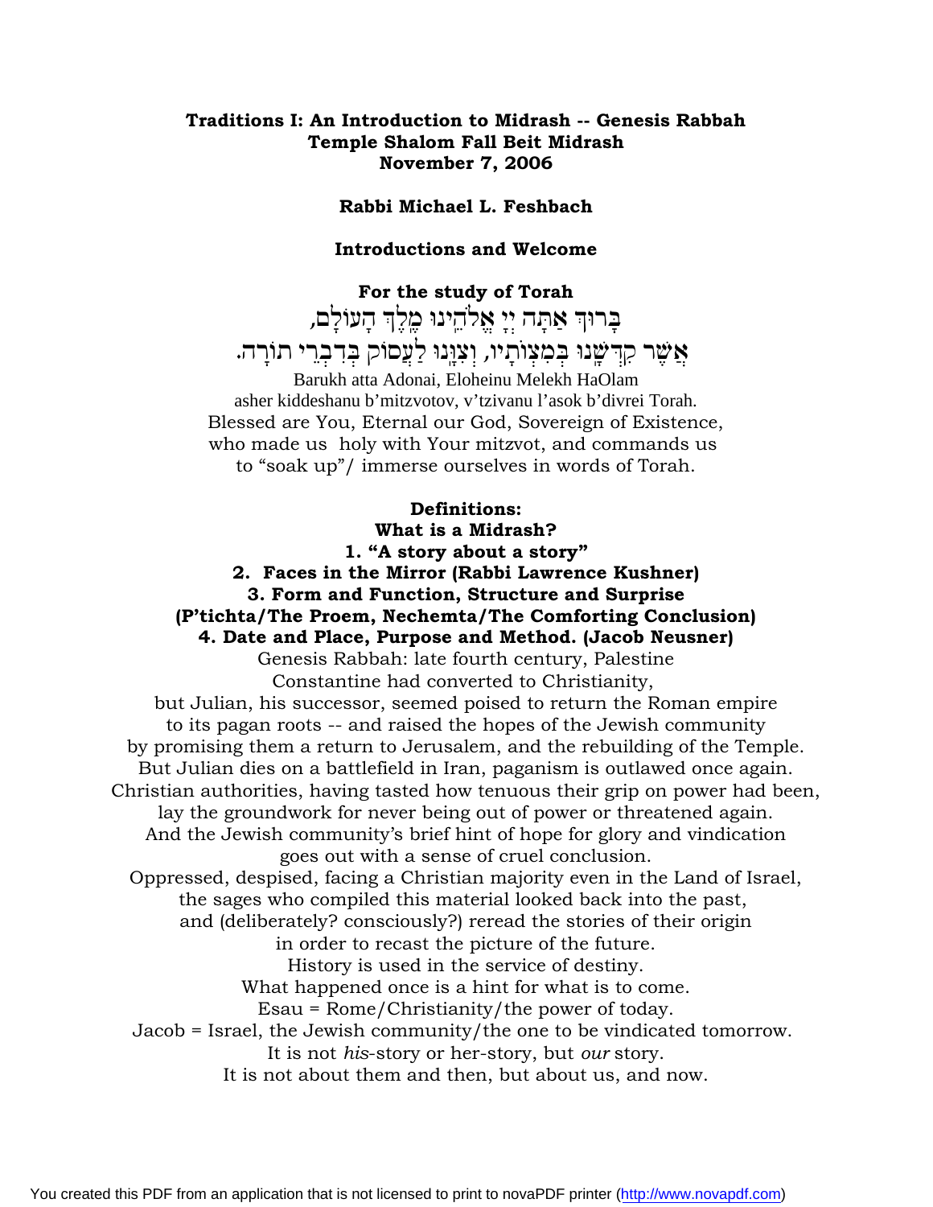**Traditions I: An Introduction to Midrash -- Genesis Rabbah**
**Temple Shalom Fall Beit Midrash**
**November 7, 2006**

**Rabbi Michael L. Feshbach**

**Introductions and Welcome**

**For the study of Torah**

בָּרוּךְ אַתָּה יְיָ אֱלֹהֵינוּ מֶלֶךְ הָעוֹלָם,
אֲשֶׁר קִדְּשָׁנוּ בְּמִצְוֹתָיו, וְצִוָּנוּ לַעֲסוֹק בְּדִבְרֵי תוֹרָה.

Barukh atta Adonai, Eloheinu Melekh HaOlam
asher kiddeshanu b'mitzvotov, v'tzivanu l'asok b'divrei Torah.
Blessed are You, Eternal our God, Sovereign of Existence,
who made us holy with Your mitzvot, and commands us
to "soak up"/ immerse ourselves in words of Torah.

**Definitions:**
**What is a Midrash?**
**1. "A story about a story"**
**2. Faces in the Mirror (Rabbi Lawrence Kushner)**
**3. Form and Function, Structure and Surprise**
**(P'tichta/The Proem, Nechemta/The Comforting Conclusion)**
**4. Date and Place, Purpose and Method. (Jacob Neusner)**

Genesis Rabbah: late fourth century, Palestine
Constantine had converted to Christianity,
but Julian, his successor, seemed poised to return the Roman empire
to its pagan roots -- and raised the hopes of the Jewish community
by promising them a return to Jerusalem, and the rebuilding of the Temple.
But Julian dies on a battlefield in Iran, paganism is outlawed once again.
Christian authorities, having tasted how tenuous their grip on power had been,
lay the groundwork for never being out of power or threatened again.
And the Jewish community's brief hint of hope for glory and vindication
goes out with a sense of cruel conclusion.
Oppressed, despised, facing a Christian majority even in the Land of Israel,
the sages who compiled this material looked back into the past,
and (deliberately? consciously?) reread the stories of their origin
in order to recast the picture of the future.
History is used in the service of destiny.
What happened once is a hint for what is to come.
Esau = Rome/Christianity/the power of today.
Jacob = Israel, the Jewish community/the one to be vindicated tomorrow.
It is not *his*-story or her-story, but *our* story.
It is not about them and then, but about us, and now.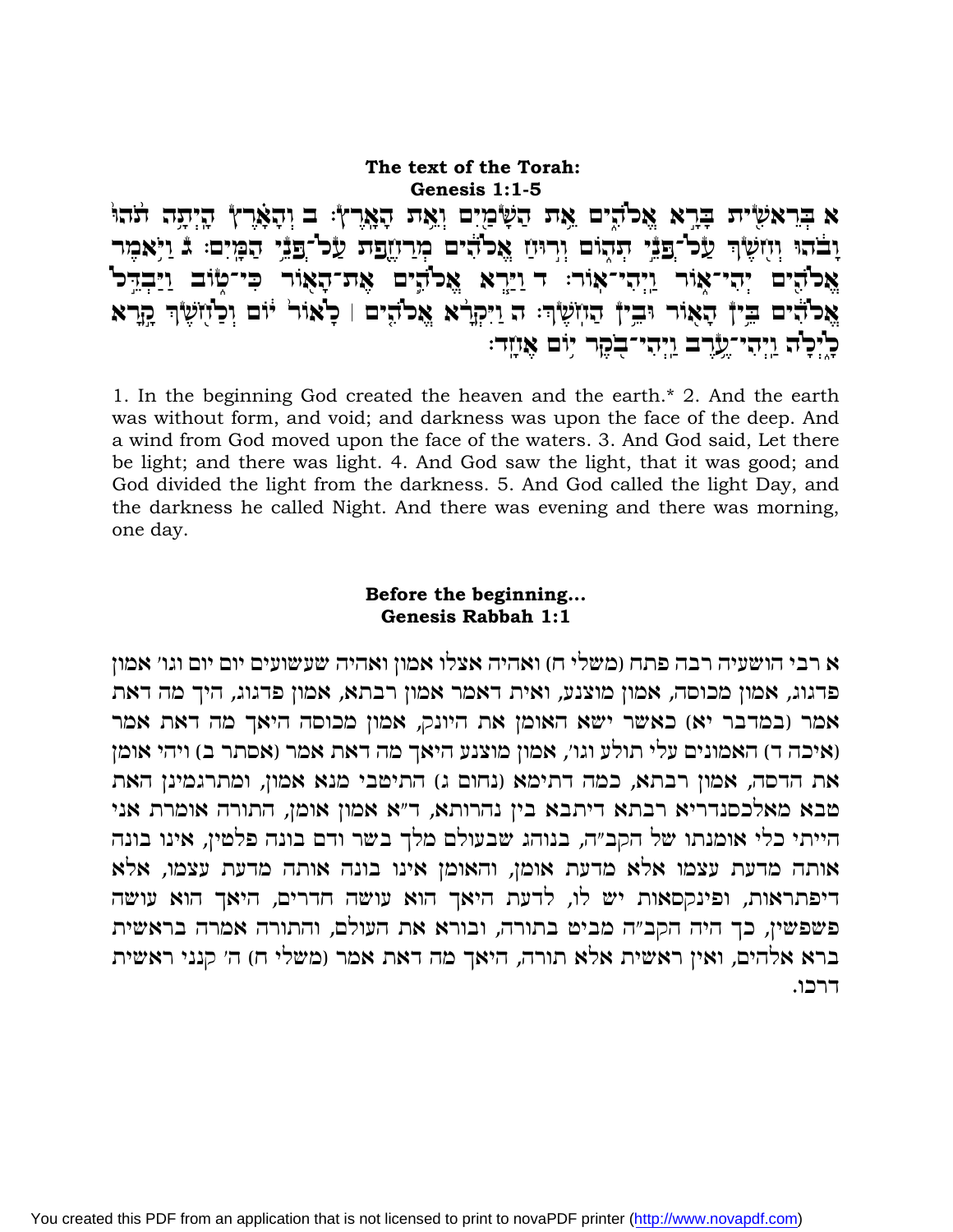**The text of the Torah:**
**Genesis 1:1-5**

א בְּרֵאשִׁ֖ית בָּרָ֣א אֱלֹהִ֑ים אֵ֥ת הַשָּׁמַ֖יִם וְאֵ֥ת הָאָֽרֶץ׃ ב וְהָאָ֗רֶץ הָיְתָ֥ה תֹ֙הוּ֙ וָבֹ֔הוּ וְחֹ֖שֶׁךְ עַל־פְּנֵ֣י תְה֑וֹם וְר֣וּחַ אֱלֹהִ֔ים מְרַחֶ֖פֶת עַל־פְּנֵ֥י הַמָּֽיִם׃ ג וַיֹּ֥אמֶר אֱלֹהִ֖ים יְהִ֣י א֑וֹר וַֽיְהִי־אֽוֹר׃ ד וַיַּ֧רְא אֱלֹהִ֛ים אֶת־הָא֖וֹר כִּי־ט֑וֹב וַיַּבְדֵּ֣ל אֱלֹהִ֔ים בֵּ֥ין הָא֖וֹר וּבֵ֥ין הַחֹֽשֶׁךְ׃ ה וַיִּקְרָ֨א אֱלֹהִ֤ים ׀ לָאוֹר֙ י֔וֹם וְלַחֹ֖שֶׁךְ קָ֣רָא לָ֑יְלָה וַֽיְהִי־עֶ֥רֶב וַֽיְהִי־בֹ֖קֶר י֥וֹם אֶחָֽד׃

1. In the beginning God created the heaven and the earth.* 2. And the earth was without form, and void; and darkness was upon the face of the deep. And a wind from God moved upon the face of the waters. 3. And God said, Let there be light; and there was light. 4. And God saw the light, that it was good; and God divided the light from the darkness. 5. And God called the light Day, and the darkness he called Night. And there was evening and there was morning, one day.

**Before the beginning...**
**Genesis Rabbah 1:1**

א רבי הושעיה רבה פתח (משלי ח) ואהיה אצלו אמון ואהיה שעשועים יום יום וגו' אמון פדגוג, אמון מכוסה, אמון מוצנע, ואית דאמר אמון רבתא, אמון פדגוג, היך מה דאת אמר (במדבר יא) כאשר ישא האומן את היונק, אמון מכוסה היאך מה דאת אמר (איכה ד) האמונים עלי תולע וגו', אמון מוצנע היאך מה דאת אמר (אסתר ב) ויהי אומן את הדסה, אמון רבתא, כמה דתימא (נחום ג) התיטבי מנא אמון, ומתרגמינן האת טבא מאלכסנדריא רבתא דיתבא בין נהרותא, ד"א אמון אומן, התורה אומרת אני הייתי כלי אומנתו של הקב"ה, בנוהג שבעולם מלך בשר ודם בונה פלטין, אינו בונה אותה מדעת עצמו אלא מדעת אומן, והאומן אינו בונה אותה מדעת עצמו, אלא דיפתראות, ופינקסאות יש לו, לדעת היאך הוא עושה חדרים, היאך הוא עושה פשפשין, כך היה הקב"ה מביט בתורה, ובורא את העולם, והתורה אמרה בראשית ברא אלהים, ואין ראשית אלא תורה, היאך מה דאת אמר (משלי ח) ה' קנני ראשית דרכו.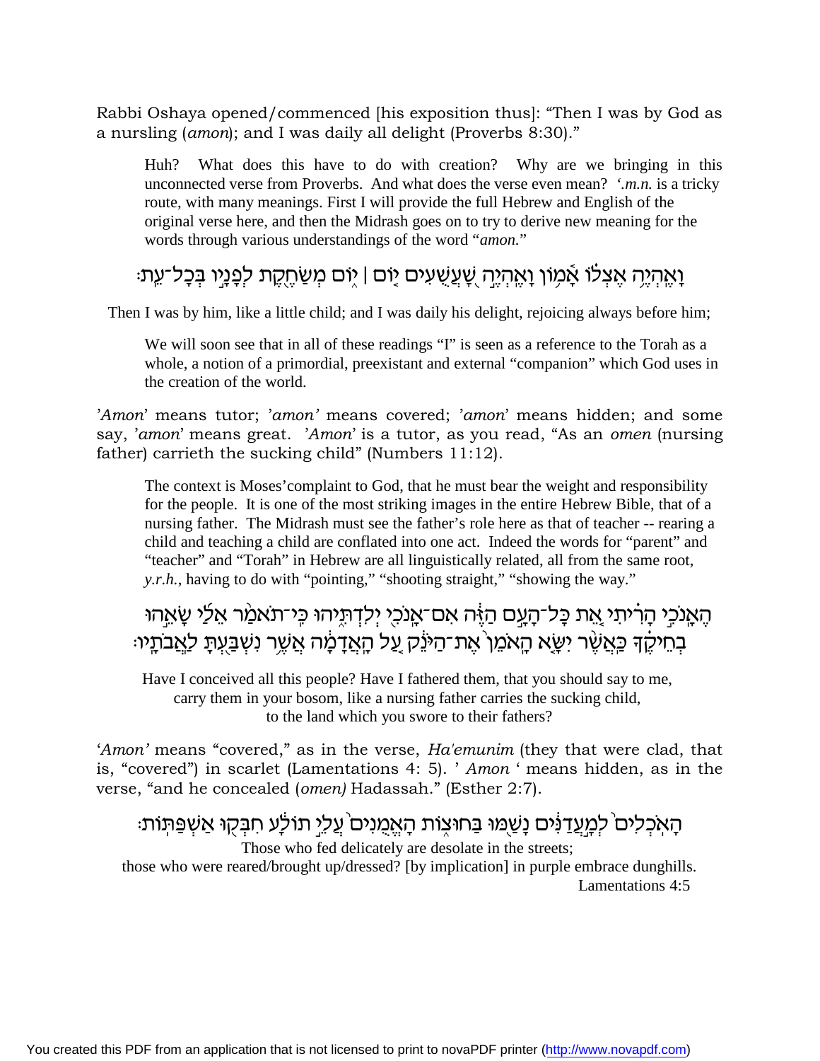Rabbi Oshaya opened/commenced [his exposition thus]: "Then I was by God as a nursling (*amon*); and I was daily all delight (Proverbs 8:30)."

> Huh? What does this have to do with creation? Why are we bringing in this unconnected verse from Proverbs. And what does the verse even mean? *'.m.n.* is a tricky route, with many meanings. First I will provide the full Hebrew and English of the original verse here, and then the Midrash goes on to try to derive new meaning for the words through various understandings of the word "*amon.*"

וָאֶהְיֶה אֶצְלוֹ אָמוֹן וָאֶהְיֶה שַׁעֲשֻׁעִים יוֹם | יוֹם מְשַׂחֶקֶת לְפָנָיו בְּכָל־עֵת׃

Then I was by him, like a little child; and I was daily his delight, rejoicing always before him;

> We will soon see that in all of these readings "I" is seen as a reference to the Torah as a whole, a notion of a primordial, preexistant and external "companion" which God uses in the creation of the world.

'*Amon*' means tutor; '*amon'* means covered; '*amon*' means hidden; and some say, '*amon*' means great. '*Amon*' is a tutor, as you read, "As an *omen* (nursing father) carrieth the sucking child" (Numbers 11:12).

> The context is Moses'complaint to God, that he must bear the weight and responsibility for the people. It is one of the most striking images in the entire Hebrew Bible, that of a nursing father. The Midrash must see the father's role here as that of teacher -- rearing a child and teaching a child are conflated into one act. Indeed the words for "parent" and "teacher" and "Torah" in Hebrew are all linguistically related, all from the same root, *y.r.h.*, having to do with "pointing," "shooting straight," "showing the way."

הֶאָנֹכִי הָרִיתִי אֵת כָּל־הָעָם הַזֶּה אִם־אָנֹכִי יְלִדְתִּיהוּ כִּי־תֹאמַר אֵלַי שָׂאֵהוּ בְחֵיקֶךָ כַּאֲשֶׁר יִשָּׂא הָאֹמֵן אֶת־הַיֹּנֵק עַל הָאֲדָמָה אֲשֶׁר נִשְׁבַּעְתָּ לַאֲבֹתָיו׃

Have I conceived all this people? Have I fathered them, that you should say to me,
carry them in your bosom, like a nursing father carries the sucking child,
to the land which you swore to their fathers?

'*Amon'* means "covered," as in the verse, *Ha'emunim* (they that were clad, that is, "covered") in scarlet (Lamentations 4: 5). ' *Amon* ' means hidden, as in the verse, "and he concealed (*omen)* Hadassah." (Esther 2:7).

הָאֹכְלִים לְמַעֲדַנִּים נָשַׁמּוּ בַּחוּצוֹת הָאֱמֻנִים עֲלֵי תוֹלָע חִבְּקוּ אַשְׁפַּתּוֹת׃

Those who fed delicately are desolate in the streets;
those who were reared/brought up/dressed? [by implication] in purple embrace dunghills.
Lamentations 4:5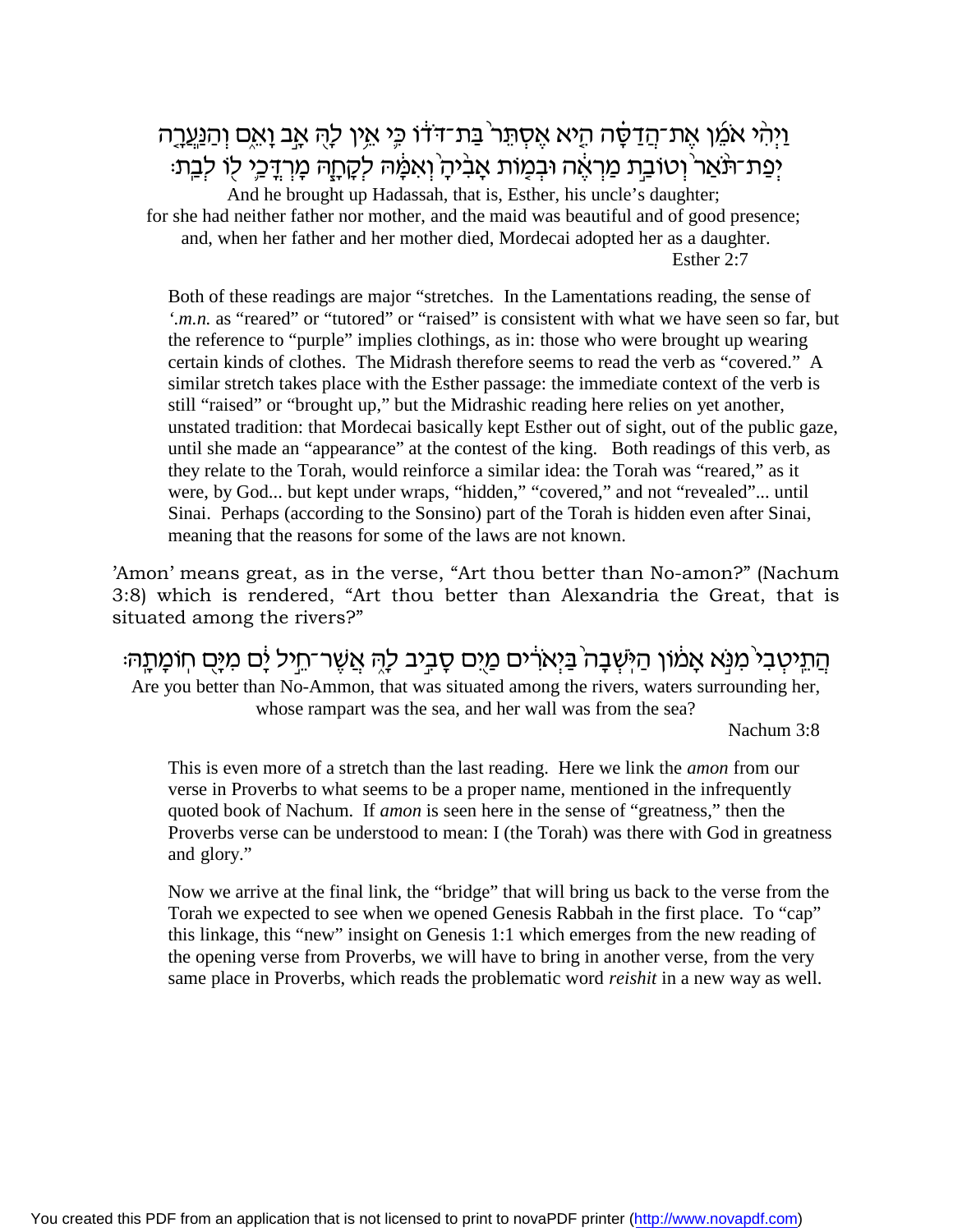וַיְהִ֨י אֹמֵ֜ן אֶת־הֲדַסָּ֗ה הִ֤יא אֶסְתֵּר֙ בַּת־דֹּד֔וֹ כִּ֛י אֵ֥ין לָ֖הּ אָ֣ב וָאֵ֑ם וְהַנַּעֲרָ֤ה יְפַת־תֹּ֙אַר֙ וְטוֹבַ֣ת מַרְאֶ֔ה וּבְמ֤וֹת אָבִ֙יהָ֙ וְאִמָּ֔הּ לְקָחָ֧הּ מָרְדֳּכַ֛י ל֖וֹ לְבַֽת׃

And he brought up Hadassah, that is, Esther, his uncle's daughter; for she had neither father nor mother, and the maid was beautiful and of good presence; and, when her father and her mother died, Mordecai adopted her as a daughter.

Esther 2:7

> Both of these readings are major "stretches. In the Lamentations reading, the sense of *'.m.n.* as "reared" or "tutored" or "raised" is consistent with what we have seen so far, but the reference to "purple" implies clothings, as in: those who were brought up wearing certain kinds of clothes. The Midrash therefore seems to read the verb as "covered." A similar stretch takes place with the Esther passage: the immediate context of the verb is still "raised" or "brought up," but the Midrashic reading here relies on yet another, unstated tradition: that Mordecai basically kept Esther out of sight, out of the public gaze, until she made an "appearance" at the contest of the king. Both readings of this verb, as they relate to the Torah, would reinforce a similar idea: the Torah was "reared," as it were, by God... but kept under wraps, "hidden," "covered," and not "revealed"... until Sinai. Perhaps (according to the Sonsino) part of the Torah is hidden even after Sinai, meaning that the reasons for some of the laws are not known.

'Amon' means great, as in the verse, "Art thou better than No-amon?" (Nachum 3:8) which is rendered, "Art thou better than Alexandria the Great, that is situated among the rivers?"

הֲתֵֽיטְבִי֙ מִנֹּ֣א אָמ֔וֹן הַיֹּֽשְׁבָה֙ בַּיְאֹרִ֔ים מַ֖יִם סָבִ֣יב לָ֑הּ אֲשֶׁר־חֵ֣יל יָ֔ם מִיָּ֖ם חוֹמָתָֽהּ׃

Are you better than No-Ammon, that was situated among the rivers, waters surrounding her, whose rampart was the sea, and her wall was from the sea?

Nachum 3:8

> This is even more of a stretch than the last reading. Here we link the *amon* from our verse in Proverbs to what seems to be a proper name, mentioned in the infrequently quoted book of Nachum. If *amon* is seen here in the sense of "greatness," then the Proverbs verse can be understood to mean: I (the Torah) was there with God in greatness and glory."
>
> Now we arrive at the final link, the "bridge" that will bring us back to the verse from the Torah we expected to see when we opened Genesis Rabbah in the first place. To "cap" this linkage, this "new" insight on Genesis 1:1 which emerges from the new reading of the opening verse from Proverbs, we will have to bring in another verse, from the very same place in Proverbs, which reads the problematic word *reishit* in a new way as well.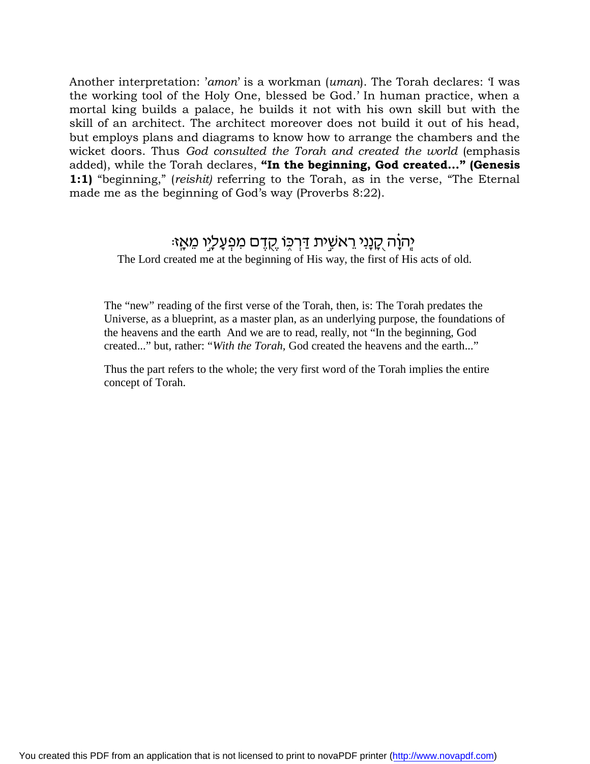Another interpretation: '*amon*' is a workman (*uman*). The Torah declares: 'I was the working tool of the Holy One, blessed be God.' In human practice, when a mortal king builds a palace, he builds it not with his own skill but with the skill of an architect. The architect moreover does not build it out of his head, but employs plans and diagrams to know how to arrange the chambers and the wicket doors. Thus *God consulted the Torah and created the world* (emphasis added), while the Torah declares, **"In the beginning, God created..." (Genesis 1:1)** "beginning," (*reishit)* referring to the Torah, as in the verse, "The Eternal made me as the beginning of God's way (Proverbs 8:22).

יְהֹוָה קָנָנִי רֵאשִׁית דַּרְכּוֹ קֶדֶם מִפְעָלָיו מֵאָז׃

The Lord created me at the beginning of His way, the first of His acts of old.

The "new" reading of the first verse of the Torah, then, is: The Torah predates the Universe, as a blueprint, as a master plan, as an underlying purpose, the foundations of the heavens and the earth  And we are to read, really, not "In the beginning, God created..." but, rather: "*With the Torah*, God created the heavens and the earth..."

Thus the part refers to the whole; the very first word of the Torah implies the entire concept of Torah.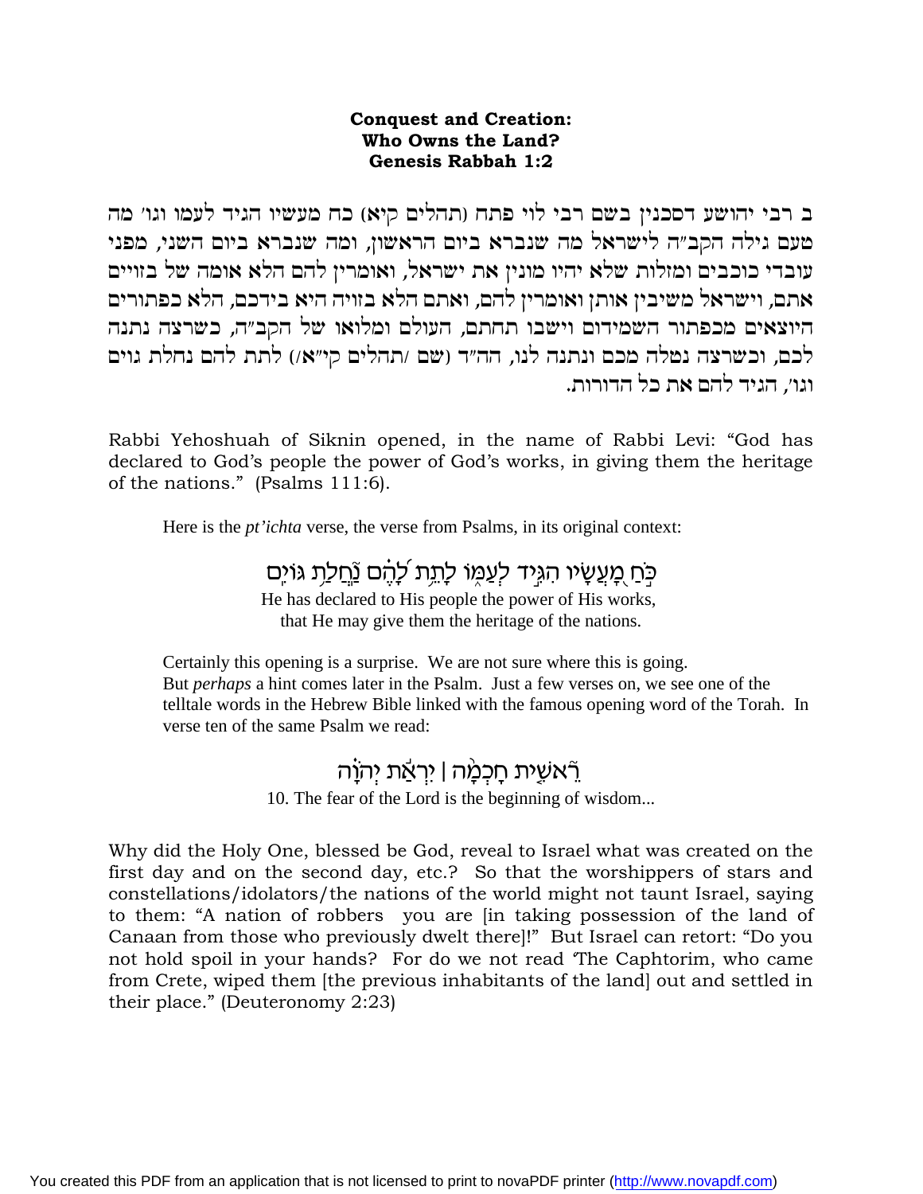**Conquest and Creation:**
**Who Owns the Land?**
**Genesis Rabbah 1:2**

ב רבי יהושע דסכנין בשם רבי לוי פתח (תהלים קיא) כח מעשיו הגיד לעמו וגו' מה טעם גילה הקב"ה לישראל מה שנברא ביום הראשון, ומה שנברא ביום השני, מפני עובדי כוכבים ומזלות שלא יהיו מונין את ישראל, ואומרין להם הלא אומה של בזויים אתם, וישראל משיבין אותן ואומרין להם, ואתם הלא בזויה היא בידכם, הלא כפתורים היוצאים מכפתור השמידום וישבו תחתם, העולם ומלואו של הקב"ה, כשרצה נתנה לכם, וכשרצה נטלה מכם ונתנה לנו, הה"ד (שם /תהלים קי"א/) לתת להם נחלת גוים וגו', הגיד להם את כל הדורות.

Rabbi Yehoshuah of Siknin opened, in the name of Rabbi Levi: "God has declared to God's people the power of God's works, in giving them the heritage of the nations." (Psalms 111:6).

Here is the *pt'ichta* verse, the verse from Psalms, in its original context:

כֹּ֣חַ מַ֭עֲשָׂיו הִגִּ֣יד לְעַמּ֑וֹ לָתֵ֥ת לָ֝הֶ֗ם נַחֲלַ֥ת גּוֹיִֽם
He has declared to His people the power of His works,
that He may give them the heritage of the nations.

Certainly this opening is a surprise. We are not sure where this is going. But *perhaps* a hint comes later in the Psalm. Just a few verses on, we see one of the telltale words in the Hebrew Bible linked with the famous opening word of the Torah. In verse ten of the same Psalm we read:

רֵ֘אשִׁ֤ית חָכְמָ֨ה ׀ יִרְאַ֬ת יְהוָ֗ה
10. The fear of the Lord is the beginning of wisdom...

Why did the Holy One, blessed be God, reveal to Israel what was created on the first day and on the second day, etc.? So that the worshippers of stars and constellations/idolators/the nations of the world might not taunt Israel, saying to them: "A nation of robbers you are [in taking possession of the land of Canaan from those who previously dwelt there]!" But Israel can retort: "Do you not hold spoil in your hands? For do we not read 'The Caphtorim, who came from Crete, wiped them [the previous inhabitants of the land] out and settled in their place." (Deuteronomy 2:23)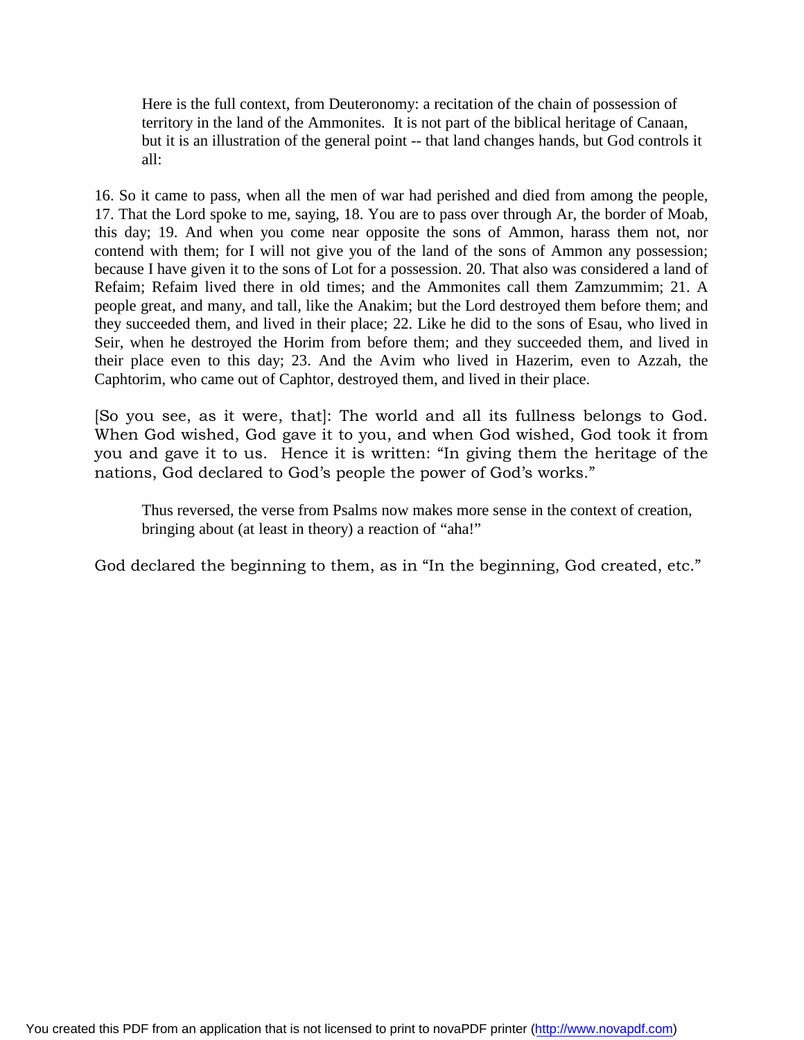> Here is the full context, from Deuteronomy: a recitation of the chain of possession of territory in the land of the Ammonites. It is not part of the biblical heritage of Canaan, but it is an illustration of the general point -- that land changes hands, but God controls it all:

16. So it came to pass, when all the men of war had perished and died from among the people, 17. That the Lord spoke to me, saying, 18. You are to pass over through Ar, the border of Moab, this day; 19. And when you come near opposite the sons of Ammon, harass them not, nor contend with them; for I will not give you of the land of the sons of Ammon any possession; because I have given it to the sons of Lot for a possession. 20. That also was considered a land of Refaim; Refaim lived there in old times; and the Ammonites call them Zamzummim; 21. A people great, and many, and tall, like the Anakim; but the Lord destroyed them before them; and they succeeded them, and lived in their place; 22. Like he did to the sons of Esau, who lived in Seir, when he destroyed the Horim from before them; and they succeeded them, and lived in their place even to this day; 23. And the Avim who lived in Hazerim, even to Azzah, the Caphtorim, who came out of Caphtor, destroyed them, and lived in their place.

[So you see, as it were, that]: The world and all its fullness belongs to God. When God wished, God gave it to you, and when God wished, God took it from you and gave it to us. Hence it is written: “In giving them the heritage of the nations, God declared to God’s people the power of God’s works.”

> Thus reversed, the verse from Psalms now makes more sense in the context of creation, bringing about (at least in theory) a reaction of “aha!”

God declared the beginning to them, as in “In the beginning, God created, etc.”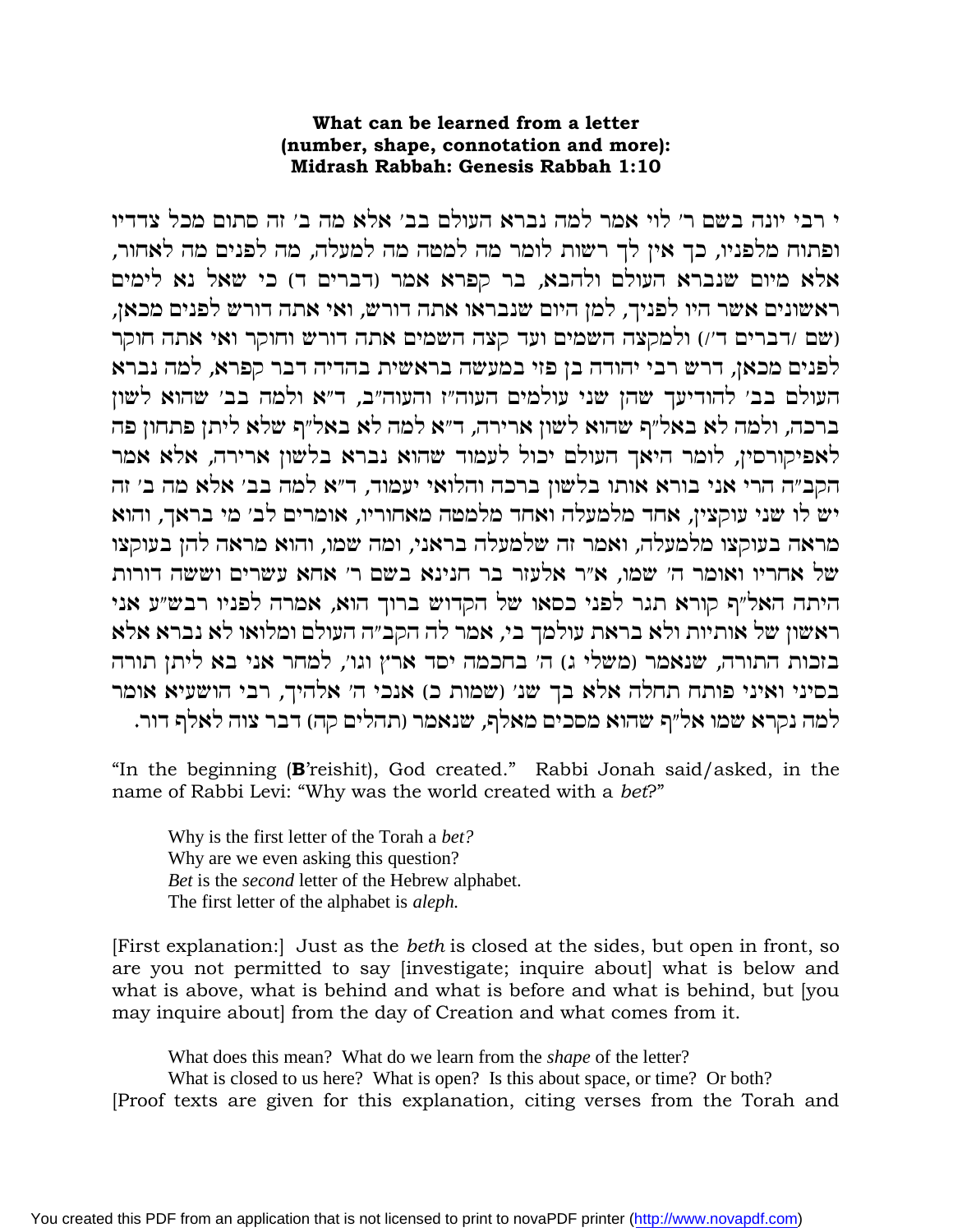**What can be learned from a letter (number, shape, connotation and more): Midrash Rabbah: Genesis Rabbah 1:10**

י רבי יונה בשם ר' לוי אמר למה נברא העולם בב' אלא מה ב' זה סתום מכל צדדיו ופתוח מלפניו, כך אין לך רשות לומר מה למטה מה למעלה, מה לפנים מה לאחור, אלא מיום שנברא העולם ולהבא, בר קפרא אמר (דברים ד) כי שאל נא לימים ראשונים אשר היו לפניך, למן היום שנבראו אתה דורש, ואי אתה דורש לפנים מכאן, (שם /דברים ד'/) ולמקצה השמים ועד קצה השמים אתה דורש וחוקר ואי אתה חוקר לפנים מכאן, דרש רבי יהודה בן פזי במעשה בראשית בהדיה דבר קפרא, למה נברא העולם בב' להודיעך שהן שני עולמים העוה"ז והעוה"ב, ד"א ולמה בב' שהוא לשון ברכה, ולמה לא באל"ף שהוא לשון ארירה, ד"א למה לא באל"ף שלא ליתן פתחון פה לאפיקורסין, לומר היאך העולם יכול לעמוד שהוא נברא בלשון ארירה, אלא אמר הקב"ה הרי אני בורא אותו בלשון ברכה והלואי יעמוד, ד"א למה בב' אלא מה ב' זה יש לו שני עוקצין, אחד מלמעלה ואחד מלמטה מאחוריו, אומרים לב' מי בראך, והוא מראה בעוקצו מלמעלה, ואמר זה שלמעלה בראני, ומה שמו, והוא מראה להן בעוקצו של אחריו ואומר ה' שמו, א"ר אלעזר בר חנינא בשם ר' אחא עשרים וששה דורות היתה האל"ף קורא תגר לפני כסאו של הקדוש ברוך הוא, אמרה לפניו רבש"ע אני ראשון של אותיות ולא בראת עולמך בי, אמר לה הקב"ה העולם ומלואו לא נברא אלא בזכות התורה, שנאמר (משלי ג) ה' בחכמה יסד ארץ וגו', למחר אני בא ליתן תורה בסיני ואיני פותח תחלה אלא בך שנ' (שמות כ) אנכי ה' אלהיך, רבי הושעיא אומר למה נקרא שמו אל"ף שהוא מסכים מאלף, שנאמר (תהלים קה) דבר צוה לאלף דור.

"In the beginning (**B**'reishit), God created." Rabbi Jonah said/asked, in the name of Rabbi Levi: "Why was the world created with a *bet*?"

> Why is the first letter of the Torah a *bet?*
> Why are we even asking this question?
> *Bet* is the *second* letter of the Hebrew alphabet.
> The first letter of the alphabet is *aleph.*

[First explanation:] Just as the *beth* is closed at the sides, but open in front, so are you not permitted to say [investigate; inquire about] what is below and what is above, what is behind and what is before and what is behind, but [you may inquire about] from the day of Creation and what comes from it.

> What does this mean? What do we learn from the *shape* of the letter?
> What is closed to us here? What is open? Is this about space, or time? Or both?

[Proof texts are given for this explanation, citing verses from the Torah and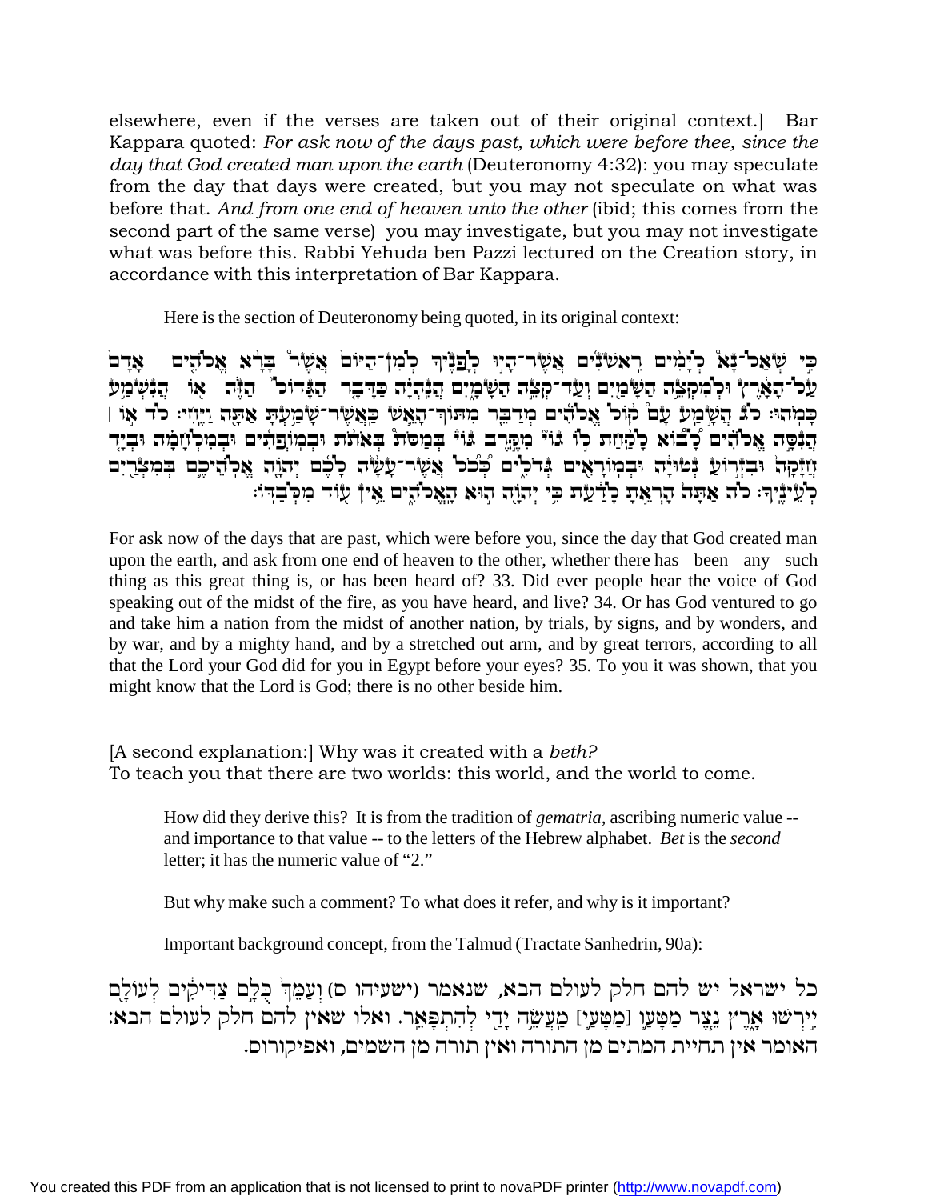elsewhere, even if the verses are taken out of their original context.] Bar Kappara quoted: *For ask now of the days past, which were before thee, since the day that God created man upon the earth* (Deuteronomy 4:32): you may speculate from the day that days were created, but you may not speculate on what was before that. *And from one end of heaven unto the other* (ibid; this comes from the second part of the same verse) you may investigate, but you may not investigate what was before this. Rabbi Yehuda ben Pazzi lectured on the Creation story, in accordance with this interpretation of Bar Kappara.

> Here is the section of Deuteronomy being quoted, in its original context:

כִּי שְׁאַל־נָא לְיָמִים רִאשֹׁנִים אֲשֶׁר־הָיוּ לְפָנֶיךָ לְמִן־הַיּוֹם אֲשֶׁר בָּרָא אֱלֹהִים ׀ אָדָם עַל־הָאָרֶץ וּלְמִקְצֵה הַשָּׁמַיִם וְעַד־קְצֵה הַשָּׁמָיִם הֲנִהְיָה כַּדָּבָר הַגָּדוֹל הַזֶּה אוֹ הֲנִשְׁמַע כָּמֹהוּ׃ לג הֲשָׁמַע עָם קוֹל אֱלֹהִים מְדַבֵּר מִתּוֹךְ־הָאֵשׁ כַּאֲשֶׁר־שָׁמַעְתָּ אַתָּה וַיֶּחִי׃ לד אוֹ ׀ הֲנִסָּה אֱלֹהִים לָבוֹא לָקַחַת לוֹ גוֹי מִקֶּרֶב גּוֹי בְּמַסֹּת בְּאֹתֹת וּבְמוֹפְתִים וּבְמִלְחָמָה וּבְיָד חֲזָקָה וּבִזְרוֹעַ נְטוּיָה וּבְמוֹרָאִים גְּדֹלִים כְּכֹל אֲשֶׁר־עָשָׂה לָכֶם יְהוָה אֱלֹהֵיכֶם בְּמִצְרַיִם לְעֵינֶיךָ׃ לה אַתָּה הׇרְאֵתָ לָדַעַת כִּי יְהוָה הוּא הָאֱלֹהִים אֵין עוֹד מִלְּבַדּוֹ׃

For ask now of the days that are past, which were before you, since the day that God created man upon the earth, and ask from one end of heaven to the other, whether there has been any such thing as this great thing is, or has been heard of? 33. Did ever people hear the voice of God speaking out of the midst of the fire, as you have heard, and live? 34. Or has God ventured to go and take him a nation from the midst of another nation, by trials, by signs, and by wonders, and by war, and by a mighty hand, and by a stretched out arm, and by great terrors, according to all that the Lord your God did for you in Egypt before your eyes? 35. To you it was shown, that you might know that the Lord is God; there is no other beside him.

[A second explanation:] Why was it created with a *beth?*
To teach you that there are two worlds: this world, and the world to come.

> How did they derive this? It is from the tradition of *gematria,* ascribing numeric value -- and importance to that value -- to the letters of the Hebrew alphabet. *Bet* is the *second* letter; it has the numeric value of "2."
>
> But why make such a comment? To what does it refer, and why is it important?
>
> Important background concept, from the Talmud (Tractate Sanhedrin, 90a):

כל ישראל יש להם חלק לעולם הבא, שנאמר (ישעיהו ס) וְעַמֵּךְ כֻּלָּם צַדִּיקִים לְעוֹלָם יִירְשׁוּ אָרֶץ נֵצֶר מַטָּעוֹ [מַטָּעַי] מַעֲשֵׂה יָדַי לְהִתְפָּאֵר. ואלו שאין להם חלק לעולם הבא: האומר אין תחיית המתים מן התורה ואין תורה מן השמים, ואפיקורוס.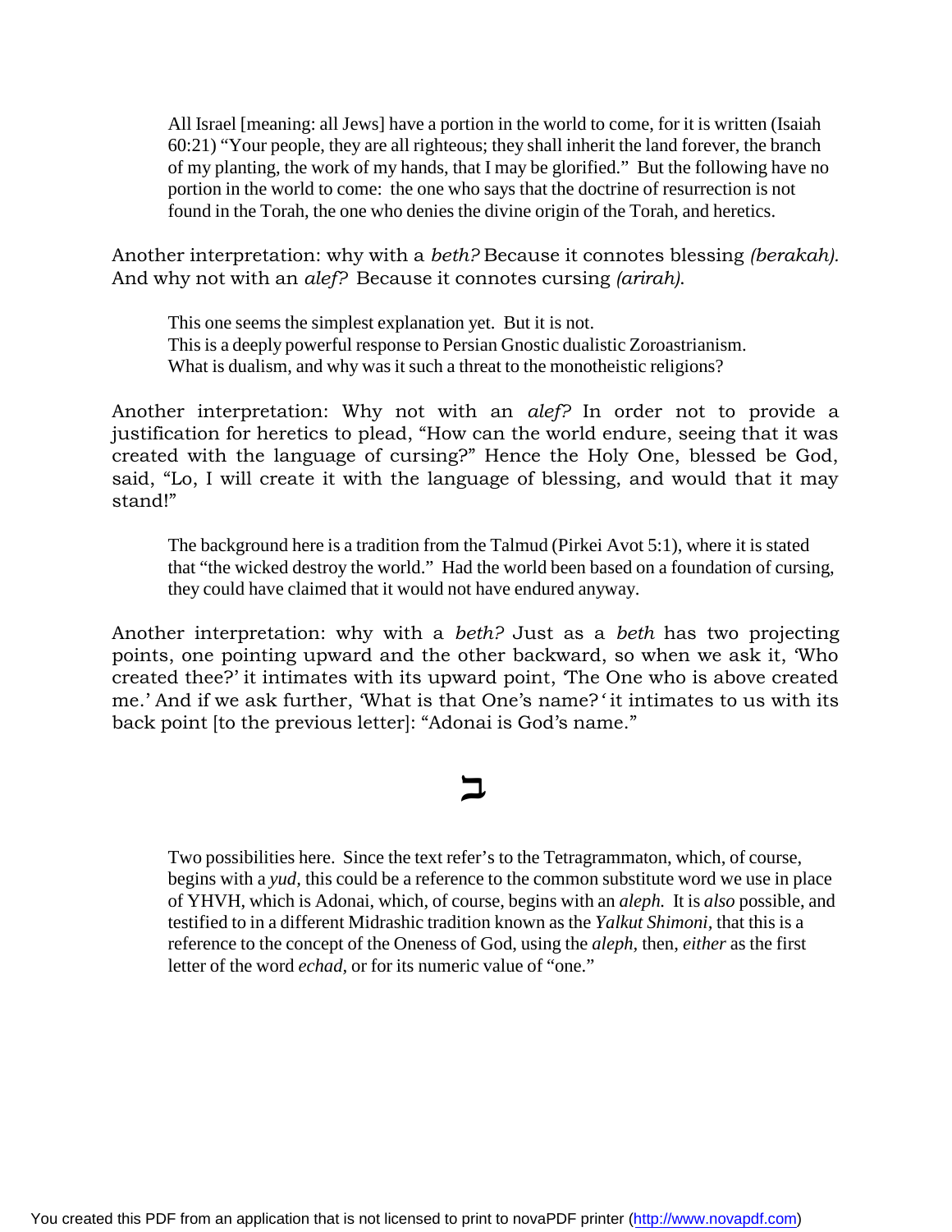All Israel [meaning: all Jews] have a portion in the world to come, for it is written (Isaiah 60:21) "Your people, they are all righteous; they shall inherit the land forever, the branch of my planting, the work of my hands, that I may be glorified." But the following have no portion in the world to come: the one who says that the doctrine of resurrection is not found in the Torah, the one who denies the divine origin of the Torah, and heretics.

Another interpretation: why with a *beth?* Because it connotes blessing *(berakah).* And why not with an *alef?* Because it connotes cursing *(arirah).*

This one seems the simplest explanation yet. But it is not.
This is a deeply powerful response to Persian Gnostic dualistic Zoroastrianism.
What is dualism, and why was it such a threat to the monotheistic religions?

Another interpretation: Why not with an *alef?* In order not to provide a justification for heretics to plead, "How can the world endure, seeing that it was created with the language of cursing?" Hence the Holy One, blessed be God, said, "Lo, I will create it with the language of blessing, and would that it may stand!"

The background here is a tradition from the Talmud (Pirkei Avot 5:1), where it is stated that "the wicked destroy the world." Had the world been based on a foundation of cursing, they could have claimed that it would not have endured anyway.

Another interpretation: why with a *beth?* Just as a *beth* has two projecting points, one pointing upward and the other backward, so when we ask it, 'Who created thee?' it intimates with its upward point, 'The One who is above created me.' And if we ask further, 'What is that One's name?' it intimates to us with its back point [to the previous letter]: "Adonai is God's name."

ב

Two possibilities here. Since the text refer's to the Tetragrammaton, which, of course, begins with a *yud,* this could be a reference to the common substitute word we use in place of YHVH, which is Adonai, which, of course, begins with an *aleph.* It is *also* possible, and testified to in a different Midrashic tradition known as the *Yalkut Shimoni,* that this is a reference to the concept of the Oneness of God, using the *aleph,* then, *either* as the first letter of the word *echad,* or for its numeric value of "one."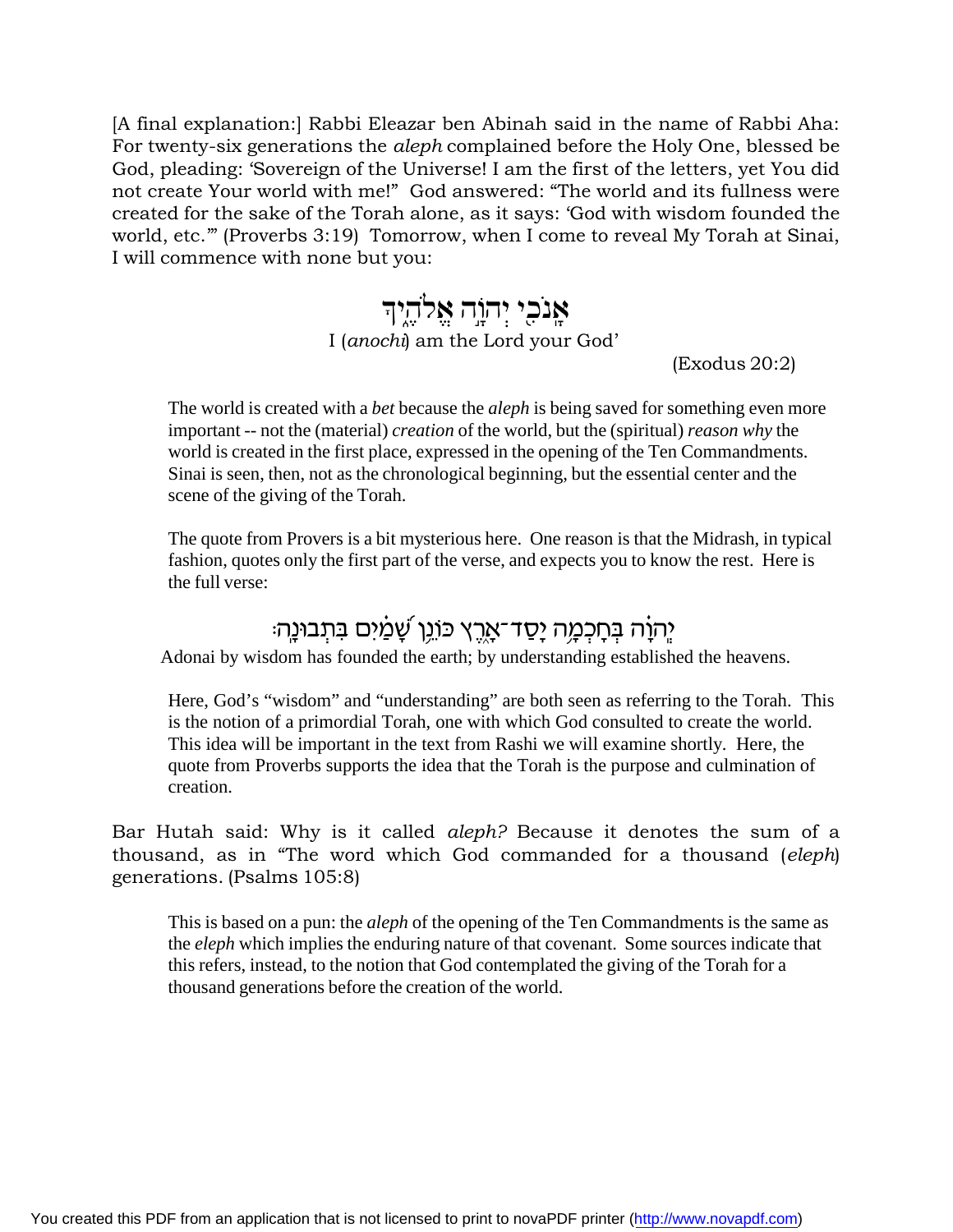[A final explanation:] Rabbi Eleazar ben Abinah said in the name of Rabbi Aha: For twenty-six generations the *aleph* complained before the Holy One, blessed be God, pleading: 'Sovereign of the Universe! I am the first of the letters, yet You did not create Your world with me!" God answered: "The world and its fullness were created for the sake of the Torah alone, as it says: 'God with wisdom founded the world, etc.'" (Proverbs 3:19) Tomorrow, when I come to reveal My Torah at Sinai, I will commence with none but you:

אָנֹכִי יְהוָה אֱלֹהֶיךָ

I (*anochi*) am the Lord your God'

(Exodus 20:2)

The world is created with a *bet* because the *aleph* is being saved for something even more important -- not the (material) *creation* of the world, but the (spiritual) *reason why* the world is created in the first place, expressed in the opening of the Ten Commandments. Sinai is seen, then, not as the chronological beginning, but the essential center and the scene of the giving of the Torah.

The quote from Provers is a bit mysterious here. One reason is that the Midrash, in typical fashion, quotes only the first part of the verse, and expects you to know the rest. Here is the full verse:

יְהוָה בְּחָכְמָה יָסַד־אָרֶץ כּוֹנֵן שָׁמַיִם בִּתְבוּנָה׃

Adonai by wisdom has founded the earth; by understanding established the heavens.

Here, God's "wisdom" and "understanding" are both seen as referring to the Torah. This is the notion of a primordial Torah, one with which God consulted to create the world. This idea will be important in the text from Rashi we will examine shortly. Here, the quote from Proverbs supports the idea that the Torah is the purpose and culmination of creation.

Bar Hutah said: Why is it called *aleph?* Because it denotes the sum of a thousand, as in "The word which God commanded for a thousand (*eleph*) generations. (Psalms 105:8)

This is based on a pun: the *aleph* of the opening of the Ten Commandments is the same as the *eleph* which implies the enduring nature of that covenant. Some sources indicate that this refers, instead, to the notion that God contemplated the giving of the Torah for a thousand generations before the creation of the world.

You created this PDF from an application that is not licensed to print to novaPDF printer (http://www.novapdf.com)